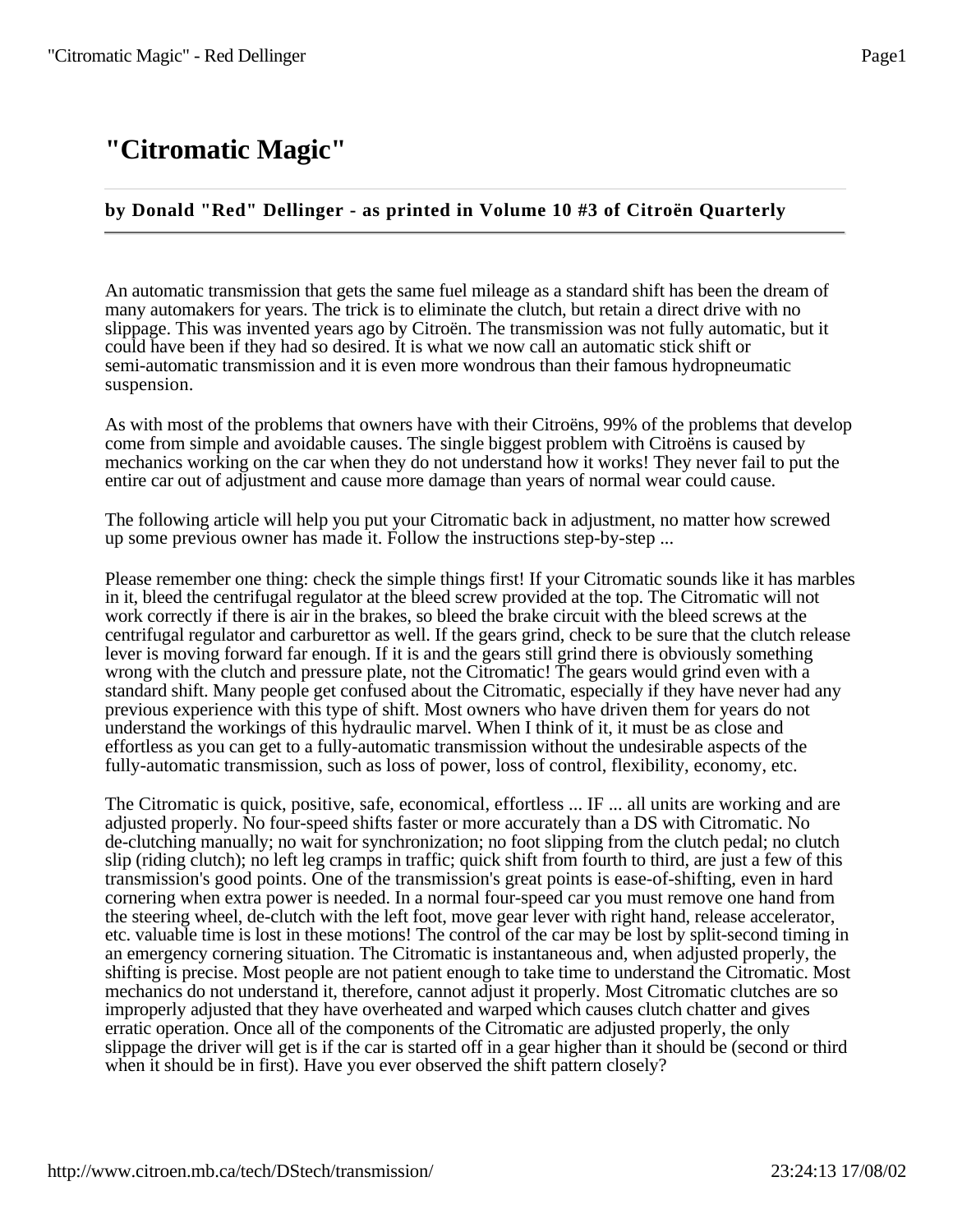# "Citromatic Magic"

**by Donald "Red" Dellinger - as printed in Volume 10 #3 of Citroën Quarterly**

---

An automatic transmission that gets the same fuel mileage as a standard shift has been the dream of many automakers for years. The trick is to eliminate the clutch, but retain a direct drive with no slippage. This was invented years ago by Citroën. The transmission was not fully automatic, but it could have been if they had so desired. It is what we now call an automatic stick shift or semi-automatic transmission and it is even more wondrous than their famous hydropneumatic suspension.

As with most of the problems that owners have with their Citroëns, 99% of the problems that develop come from simple and avoidable causes. The single biggest problem with Citroëns is caused by mechanics working on the car when they do not understand how it works! They never fail to put the entire car out of adjustment and cause more damage than years of normal wear could cause.

The following article will help you put your Citromatic back in adjustment, no matter how screwed up some previous owner has made it. Follow the instructions step-by-step ...

Please remember one thing: check the simple things first! If your Citromatic sounds like it has marbles in it, bleed the centrifugal regulator at the bleed screw provided at the top. The Citromatic will not work correctly if there is air in the brakes, so bleed the brake circuit with the bleed screws at the centrifugal regulator and carburettor as well. If the gears grind, check to be sure that the clutch release lever is moving forward far enough. If it is and the gears still grind there is obviously something wrong with the clutch and pressure plate, not the Citromatic! The gears would grind even with a standard shift. Many people get confused about the Citromatic, especially if they have never had any previous experience with this type of shift. Most owners who have driven them for years do not understand the workings of this hydraulic marvel. When I think of it, it must be as close and effortless as you can get to a fully-automatic transmission without the undesirable aspects of the fully-automatic transmission, such as loss of power, loss of control, flexibility, economy, etc.

The Citromatic is quick, positive, safe, economical, effortless ... IF ... all units are working and are adjusted properly. No four-speed shifts faster or more accurately than a DS with Citromatic. No de-clutching manually; no wait for synchronization; no foot slipping from the clutch pedal; no clutch slip (riding clutch); no left leg cramps in traffic; quick shift from fourth to third, are just a few of this transmission's good points. One of the transmission's great points is ease-of-shifting, even in hard cornering when extra power is needed. In a normal four-speed car you must remove one hand from the steering wheel, de-clutch with the left foot, move gear lever with right hand, release accelerator, etc. valuable time is lost in these motions! The control of the car may be lost by split-second timing in an emergency cornering situation. The Citromatic is instantaneous and, when adjusted properly, the shifting is precise. Most people are not patient enough to take time to understand the Citromatic. Most mechanics do not understand it, therefore, cannot adjust it properly. Most Citromatic clutches are so improperly adjusted that they have overheated and warped which causes clutch chatter and gives erratic operation. Once all of the components of the Citromatic are adjusted properly, the only slippage the driver will get is if the car is started off in a gear higher than it should be (second or third when it should be in first). Have you ever observed the shift pattern closely?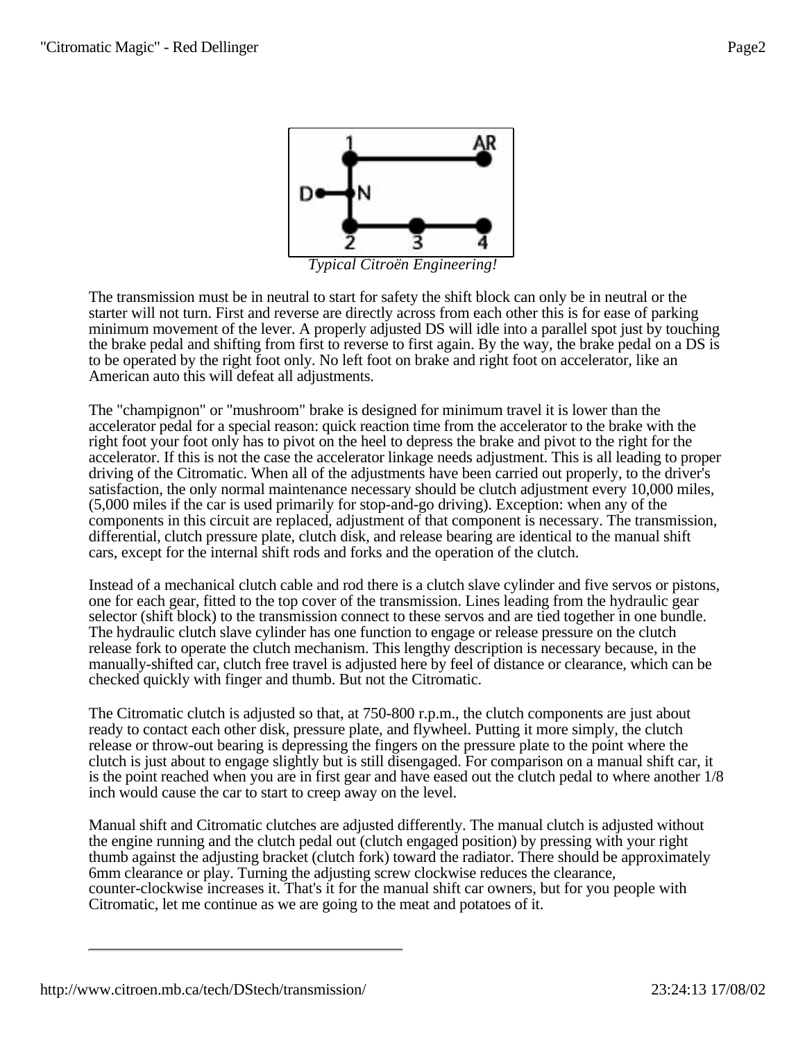*Typical Citroën Engineering!*

The transmission must be in neutral to start for safety the shift block can only be in neutral or the starter will not turn. First and reverse are directly across from each other this is for ease of parking minimum movement of the lever. A properly adjusted DS will idle into a parallel spot just by touching the brake pedal and shifting from first to reverse to first again. By the way, the brake pedal on a DS is to be operated by the right foot only. No left foot on brake and right foot on accelerator, like an American auto this will defeat all adjustments.

The "champignon" or "mushroom" brake is designed for minimum travel it is lower than the accelerator pedal for a special reason: quick reaction time from the accelerator to the brake with the right foot your foot only has to pivot on the heel to depress the brake and pivot to the right for the accelerator. If this is not the case the accelerator linkage needs adjustment. This is all leading to proper driving of the Citromatic. When all of the adjustments have been carried out properly, to the driver's satisfaction, the only normal maintenance necessary should be clutch adjustment every 10,000 miles, (5,000 miles if the car is used primarily for stop-and-go driving). Exception: when any of the components in this circuit are replaced, adjustment of that component is necessary. The transmission, differential, clutch pressure plate, clutch disk, and release bearing are identical to the manual shift cars, except for the internal shift rods and forks and the operation of the clutch.

Instead of a mechanical clutch cable and rod there is a clutch slave cylinder and five servos or pistons, one for each gear, fitted to the top cover of the transmission. Lines leading from the hydraulic gear selector (shift block) to the transmission connect to these servos and are tied together in one bundle. The hydraulic clutch slave cylinder has one function to engage or release pressure on the clutch release fork to operate the clutch mechanism. This lengthy description is necessary because, in the manually-shifted car, clutch free travel is adjusted here by feel of distance or clearance, which can be checked quickly with finger and thumb. But not the Citromatic.

The Citromatic clutch is adjusted so that, at 750-800 r.p.m., the clutch components are just about ready to contact each other disk, pressure plate, and flywheel. Putting it more simply, the clutch release or throw-out bearing is depressing the fingers on the pressure plate to the point where the clutch is just about to engage slightly but is still disengaged. For comparison on a manual shift car, it is the point reached when you are in first gear and have eased out the clutch pedal to where another 1/8 inch would cause the car to start to creep away on the level.

Manual shift and Citromatic clutches are adjusted differently. The manual clutch is adjusted without the engine running and the clutch pedal out (clutch engaged position) by pressing with your right thumb against the adjusting bracket (clutch fork) toward the radiator. There should be approximately 6mm clearance or play. Turning the adjusting screw clockwise reduces the clearance, counter-clockwise increases it. That's it for the manual shift car owners, but for you people with Citromatic, let me continue as we are going to the meat and potatoes of it.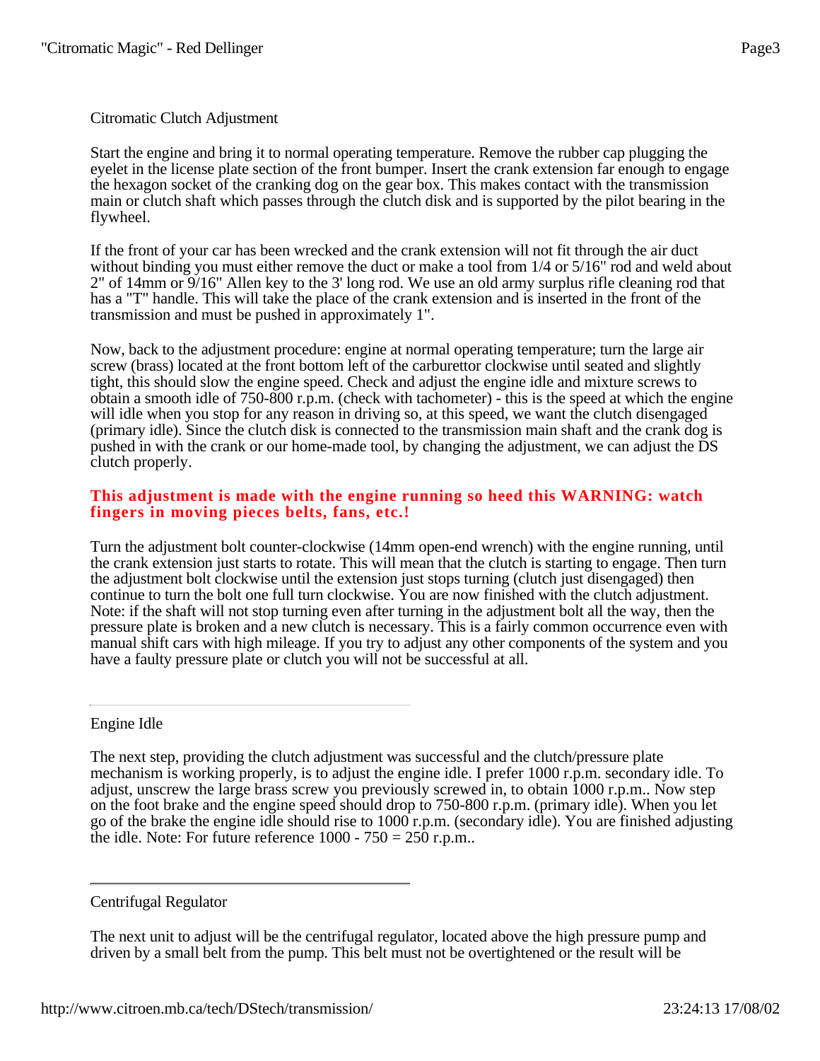## Citromatic Clutch Adjustment

Start the engine and bring it to normal operating temperature. Remove the rubber cap plugging the eyelet in the license plate section of the front bumper. Insert the crank extension far enough to engage the hexagon socket of the cranking dog on the gear box. This makes contact with the transmission main or clutch shaft which passes through the clutch disk and is supported by the pilot bearing in the flywheel.

If the front of your car has been wrecked and the crank extension will not fit through the air duct without binding you must either remove the duct or make a tool from 1/4 or 5/16" rod and weld about 2" of 14mm or 9/16" Allen key to the 3' long rod. We use an old army surplus rifle cleaning rod that has a "T" handle. This will take the place of the crank extension and is inserted in the front of the transmission and must be pushed in approximately 1".

Now, back to the adjustment procedure: engine at normal operating temperature; turn the large air screw (brass) located at the front bottom left of the carburettor clockwise until seated and slightly tight, this should slow the engine speed. Check and adjust the engine idle and mixture screws to obtain a smooth idle of 750-800 r.p.m. (check with tachometer) - this is the speed at which the engine will idle when you stop for any reason in driving so, at this speed, we want the clutch disengaged (primary idle). Since the clutch disk is connected to the transmission main shaft and the crank dog is pushed in with the crank or our home-made tool, by changing the adjustment, we can adjust the DS clutch properly.

**This adjustment is made with the engine running so heed this WARNING: watch fingers in moving pieces belts, fans, etc.!**

Turn the adjustment bolt counter-clockwise (14mm open-end wrench) with the engine running, until the crank extension just starts to rotate. This will mean that the clutch is starting to engage. Then turn the adjustment bolt clockwise until the extension just stops turning (clutch just disengaged) then continue to turn the bolt one full turn clockwise. You are now finished with the clutch adjustment. Note: if the shaft will not stop turning even after turning in the adjustment bolt all the way, then the pressure plate is broken and a new clutch is necessary. This is a fairly common occurrence even with manual shift cars with high mileage. If you try to adjust any other components of the system and you have a faulty pressure plate or clutch you will not be successful at all.

---

## Engine Idle

The next step, providing the clutch adjustment was successful and the clutch/pressure plate mechanism is working properly, is to adjust the engine idle. I prefer 1000 r.p.m. secondary idle. To adjust, unscrew the large brass screw you previously screwed in, to obtain 1000 r.p.m.. Now step on the foot brake and the engine speed should drop to 750-800 r.p.m. (primary idle). When you let go of the brake the engine idle should rise to 1000 r.p.m. (secondary idle). You are finished adjusting the idle. Note: For future reference 1000 - 750 = 250 r.p.m..

---

## Centrifugal Regulator

The next unit to adjust will be the centrifugal regulator, located above the high pressure pump and driven by a small belt from the pump. This belt must not be overtightened or the result will be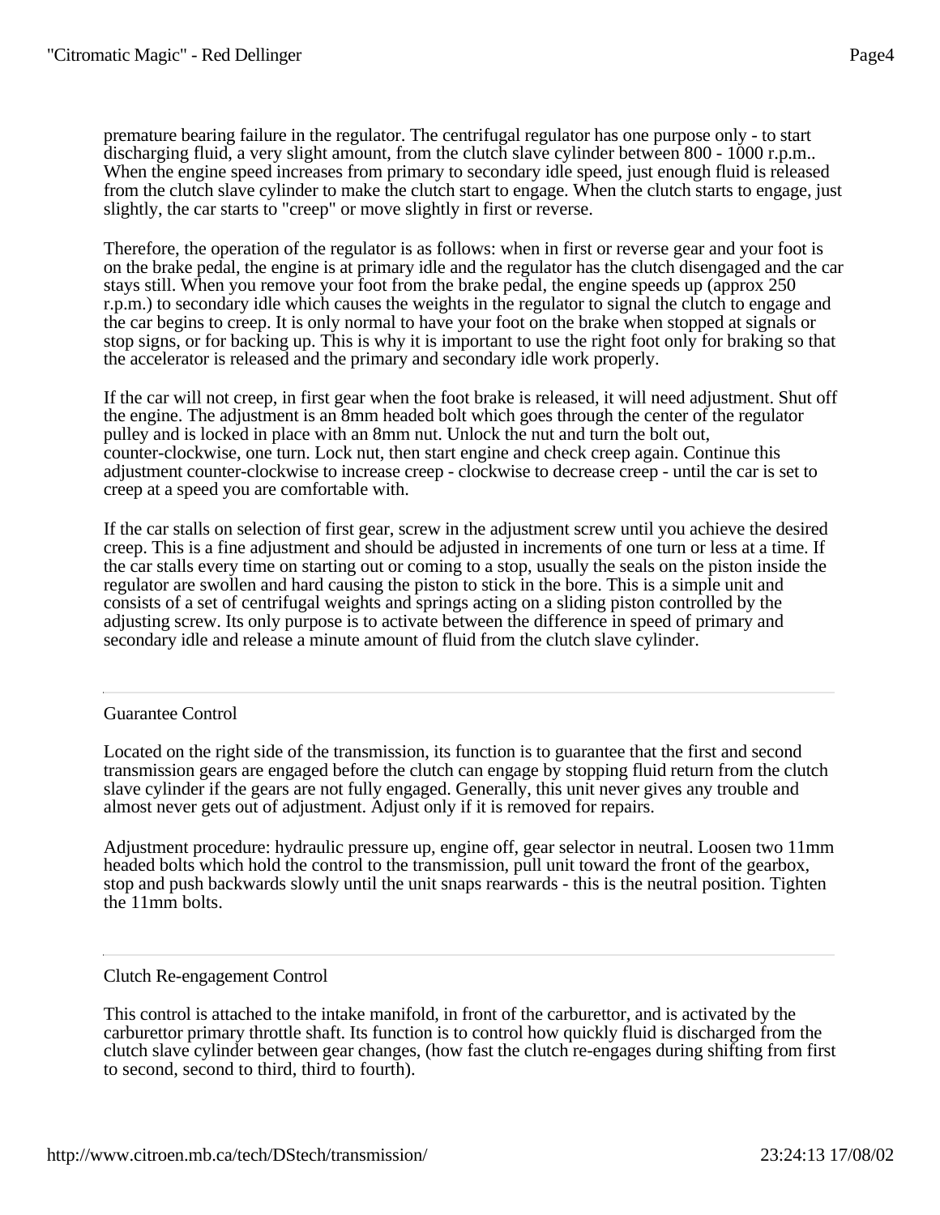premature bearing failure in the regulator. The centrifugal regulator has one purpose only - to start discharging fluid, a very slight amount, from the clutch slave cylinder between 800 - 1000 r.p.m.. When the engine speed increases from primary to secondary idle speed, just enough fluid is released from the clutch slave cylinder to make the clutch start to engage. When the clutch starts to engage, just slightly, the car starts to "creep" or move slightly in first or reverse.

Therefore, the operation of the regulator is as follows: when in first or reverse gear and your foot is on the brake pedal, the engine is at primary idle and the regulator has the clutch disengaged and the car stays still. When you remove your foot from the brake pedal, the engine speeds up (approx 250 r.p.m.) to secondary idle which causes the weights in the regulator to signal the clutch to engage and the car begins to creep. It is only normal to have your foot on the brake when stopped at signals or stop signs, or for backing up. This is why it is important to use the right foot only for braking so that the accelerator is released and the primary and secondary idle work properly.

If the car will not creep, in first gear when the foot brake is released, it will need adjustment. Shut off the engine. The adjustment is an 8mm headed bolt which goes through the center of the regulator pulley and is locked in place with an 8mm nut. Unlock the nut and turn the bolt out, counter-clockwise, one turn. Lock nut, then start engine and check creep again. Continue this adjustment counter-clockwise to increase creep - clockwise to decrease creep - until the car is set to creep at a speed you are comfortable with.

If the car stalls on selection of first gear, screw in the adjustment screw until you achieve the desired creep. This is a fine adjustment and should be adjusted in increments of one turn or less at a time. If the car stalls every time on starting out or coming to a stop, usually the seals on the piston inside the regulator are swollen and hard causing the piston to stick in the bore. This is a simple unit and consists of a set of centrifugal weights and springs acting on a sliding piston controlled by the adjusting screw. Its only purpose is to activate between the difference in speed of primary and secondary idle and release a minute amount of fluid from the clutch slave cylinder.

---

## Guarantee Control

Located on the right side of the transmission, its function is to guarantee that the first and second transmission gears are engaged before the clutch can engage by stopping fluid return from the clutch slave cylinder if the gears are not fully engaged. Generally, this unit never gives any trouble and almost never gets out of adjustment. Adjust only if it is removed for repairs.

Adjustment procedure: hydraulic pressure up, engine off, gear selector in neutral. Loosen two 11mm headed bolts which hold the control to the transmission, pull unit toward the front of the gearbox, stop and push backwards slowly until the unit snaps rearwards - this is the neutral position. Tighten the 11mm bolts.

---

## Clutch Re-engagement Control

This control is attached to the intake manifold, in front of the carburettor, and is activated by the carburettor primary throttle shaft. Its function is to control how quickly fluid is discharged from the clutch slave cylinder between gear changes, (how fast the clutch re-engages during shifting from first to second, second to third, third to fourth).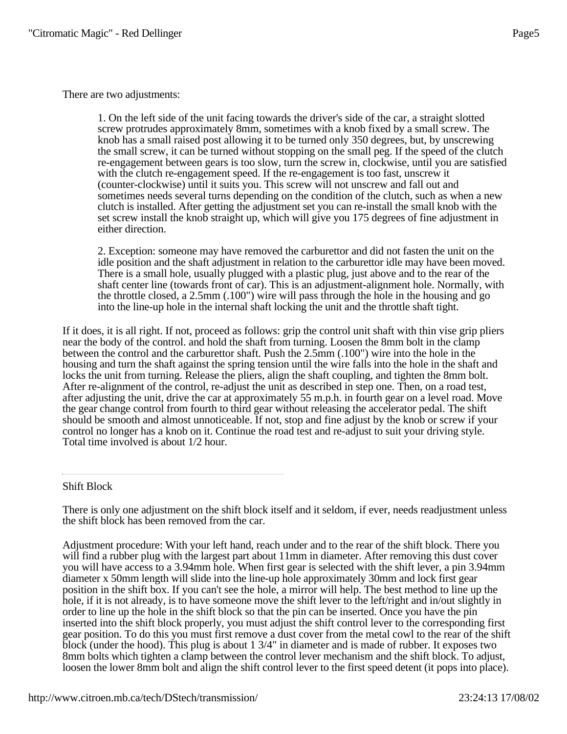There are two adjustments:

> 1. On the left side of the unit facing towards the driver's side of the car, a straight slotted screw protrudes approximately 8mm, sometimes with a knob fixed by a small screw. The knob has a small raised post allowing it to be turned only 350 degrees, but, by unscrewing the small screw, it can be turned without stopping on the small peg. If the speed of the clutch re-engagement between gears is too slow, turn the screw in, clockwise, until you are satisfied with the clutch re-engagement speed. If the re-engagement is too fast, unscrew it (counter-clockwise) until it suits you. This screw will not unscrew and fall out and sometimes needs several turns depending on the condition of the clutch, such as when a new clutch is installed. After getting the adjustment set you can re-install the small knob with the set screw install the knob straight up, which will give you 175 degrees of fine adjustment in either direction.
>
> 2. Exception: someone may have removed the carburettor and did not fasten the unit on the idle position and the shaft adjustment in relation to the carburettor idle may have been moved. There is a small hole, usually plugged with a plastic plug, just above and to the rear of the shaft center line (towards front of car). This is an adjustment-alignment hole. Normally, with the throttle closed, a 2.5mm (.100") wire will pass through the hole in the housing and go into the line-up hole in the internal shaft locking the unit and the throttle shaft tight.

If it does, it is all right. If not, proceed as follows: grip the control unit shaft with thin vise grip pliers near the body of the control. and hold the shaft from turning. Loosen the 8mm bolt in the clamp between the control and the carburettor shaft. Push the 2.5mm (.100") wire into the hole in the housing and turn the shaft against the spring tension until the wire falls into the hole in the shaft and locks the unit from turning. Release the pliers, align the shaft coupling, and tighten the 8mm bolt. After re-alignment of the control, re-adjust the unit as described in step one. Then, on a road test, after adjusting the unit, drive the car at approximately 55 m.p.h. in fourth gear on a level road. Move the gear change control from fourth to third gear without releasing the accelerator pedal. The shift should be smooth and almost unnoticeable. If not, stop and fine adjust by the knob or screw if your control no longer has a knob on it. Continue the road test and re-adjust to suit your driving style. Total time involved is about 1/2 hour.

---

Shift Block

There is only one adjustment on the shift block itself and it seldom, if ever, needs readjustment unless the shift block has been removed from the car.

Adjustment procedure: With your left hand, reach under and to the rear of the shift block. There you will find a rubber plug with the largest part about 11mm in diameter. After removing this dust cover you will have access to a 3.94mm hole. When first gear is selected with the shift lever, a pin 3.94mm diameter x 50mm length will slide into the line-up hole approximately 30mm and lock first gear position in the shift box. If you can't see the hole, a mirror will help. The best method to line up the hole, if it is not already, is to have someone move the shift lever to the left/right and in/out slightly in order to line up the hole in the shift block so that the pin can be inserted. Once you have the pin inserted into the shift block properly, you must adjust the shift control lever to the corresponding first gear position. To do this you must first remove a dust cover from the metal cowl to the rear of the shift block (under the hood). This plug is about 1 3/4" in diameter and is made of rubber. It exposes two 8mm bolts which tighten a clamp between the control lever mechanism and the shift block. To adjust, loosen the lower 8mm bolt and align the shift control lever to the first speed detent (it pops into place).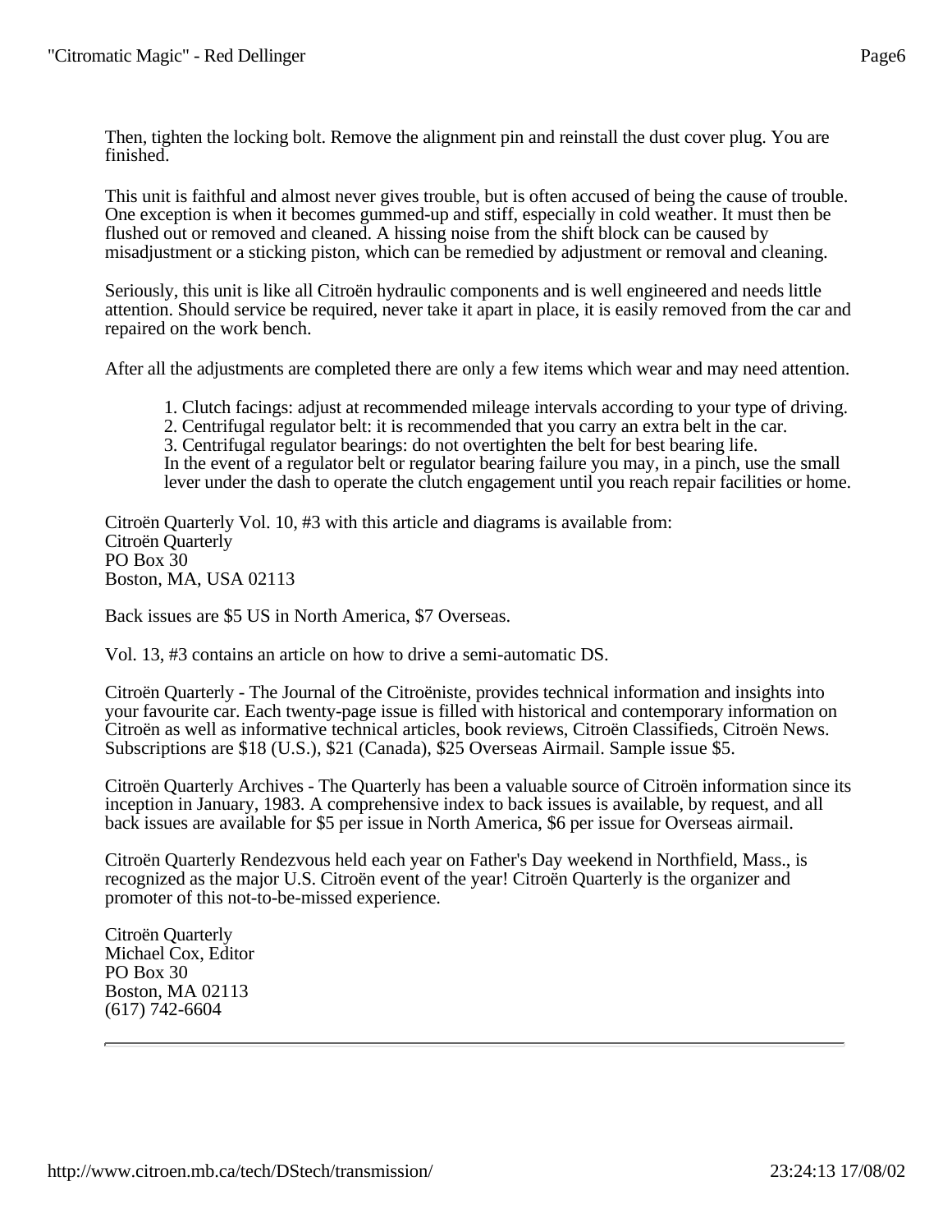Then, tighten the locking bolt. Remove the alignment pin and reinstall the dust cover plug. You are finished.

This unit is faithful and almost never gives trouble, but is often accused of being the cause of trouble. One exception is when it becomes gummed-up and stiff, especially in cold weather. It must then be flushed out or removed and cleaned. A hissing noise from the shift block can be caused by misadjustment or a sticking piston, which can be remedied by adjustment or removal and cleaning.

Seriously, this unit is like all Citroën hydraulic components and is well engineered and needs little attention. Should service be required, never take it apart in place, it is easily removed from the car and repaired on the work bench.

After all the adjustments are completed there are only a few items which wear and may need attention.

> 1. Clutch facings: adjust at recommended mileage intervals according to your type of driving.
> 2. Centrifugal regulator belt: it is recommended that you carry an extra belt in the car.
> 3. Centrifugal regulator bearings: do not overtighten the belt for best bearing life.
>
> In the event of a regulator belt or regulator bearing failure you may, in a pinch, use the small lever under the dash to operate the clutch engagement until you reach repair facilities or home.

Citroën Quarterly Vol. 10, #3 with this article and diagrams is available from:
Citroën Quarterly
PO Box 30
Boston, MA, USA 02113

Back issues are $5 US in North America, $7 Overseas.

Vol. 13, #3 contains an article on how to drive a semi-automatic DS.

Citroën Quarterly - The Journal of the Citroëniste, provides technical information and insights into your favourite car. Each twenty-page issue is filled with historical and contemporary information on Citroën as well as informative technical articles, book reviews, Citroën Classifieds, Citroën News. Subscriptions are $18 (U.S.), $21 (Canada), $25 Overseas Airmail. Sample issue $5.

Citroën Quarterly Archives - The Quarterly has been a valuable source of Citroën information since its inception in January, 1983. A comprehensive index to back issues is available, by request, and all back issues are available for $5 per issue in North America, $6 per issue for Overseas airmail.

Citroën Quarterly Rendezvous held each year on Father's Day weekend in Northfield, Mass., is recognized as the major U.S. Citroën event of the year! Citroën Quarterly is the organizer and promoter of this not-to-be-missed experience.

Citroën Quarterly
Michael Cox, Editor
PO Box 30
Boston, MA 02113
(617) 742-6604

---